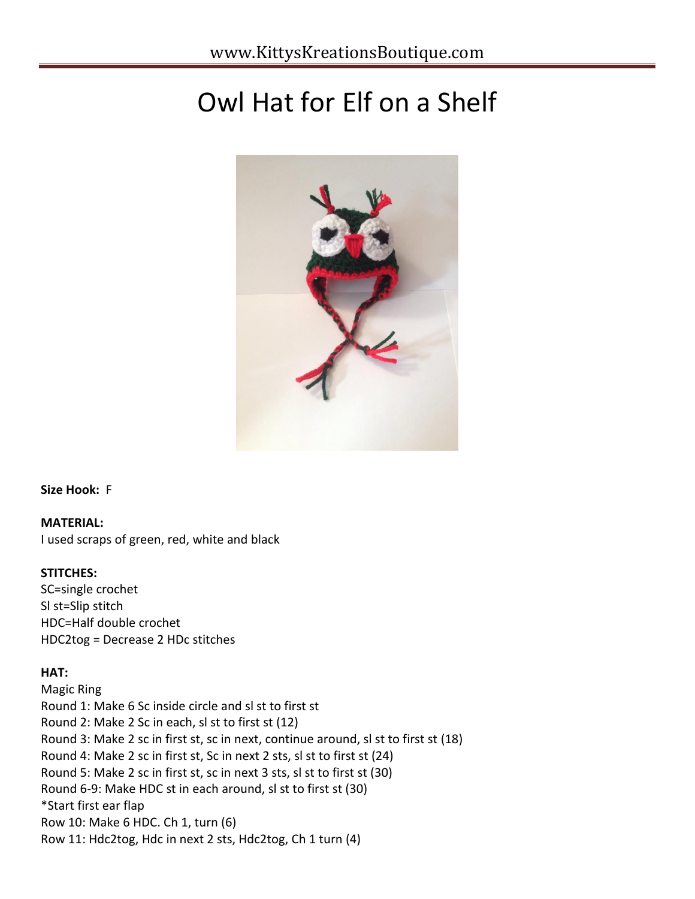# Owl Hat for Elf on a Shelf

**Size Hook:** F

**MATERIAL:**
I used scraps of green, red, white and black

**STITCHES:**
SC=single crochet
Sl st=Slip stitch
HDC=Half double crochet
HDC2tog = Decrease 2 HDc stitches

**HAT:**
Magic Ring
Round 1: Make 6 Sc inside circle and sl st to first st
Round 2: Make 2 Sc in each, sl st to first st (12)
Round 3: Make 2 sc in first st, sc in next, continue around, sl st to first st (18)
Round 4: Make 2 sc in first st, Sc in next 2 sts, sl st to first st (24)
Round 5: Make 2 sc in first st, sc in next 3 sts, sl st to first st (30)
Round 6-9: Make HDC st in each around, sl st to first st (30)
*Start first ear flap
Row 10: Make 6 HDC. Ch 1, turn (6)
Row 11: Hdc2tog, Hdc in next 2 sts, Hdc2tog, Ch 1 turn (4)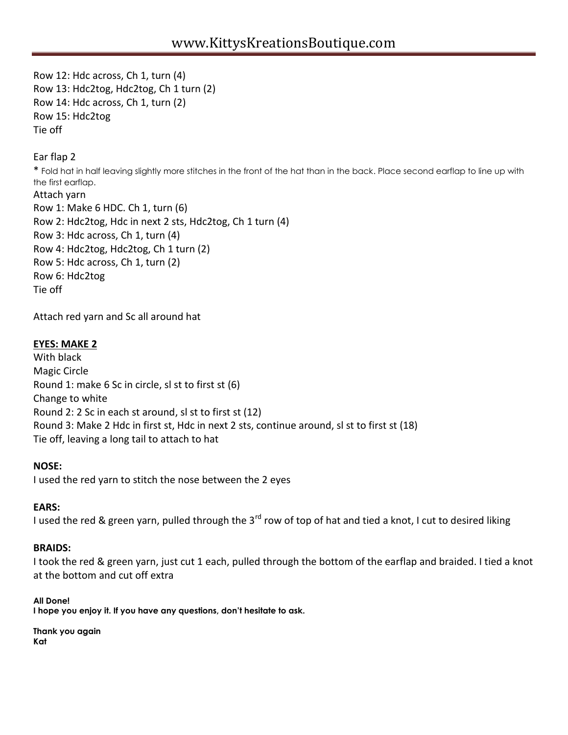Row 12: Hdc across, Ch 1, turn (4)
Row 13: Hdc2tog, Hdc2tog, Ch 1 turn (2)
Row 14: Hdc across, Ch 1, turn (2)
Row 15: Hdc2tog
Tie off

Ear flap 2

* Fold hat in half leaving slightly more stitches in the front of the hat than in the back. Place second earflap to line up with the first earflap.

Attach yarn
Row 1: Make 6 HDC. Ch 1, turn (6)
Row 2: Hdc2tog, Hdc in next 2 sts, Hdc2tog, Ch 1 turn (4)
Row 3: Hdc across, Ch 1, turn (4)
Row 4: Hdc2tog, Hdc2tog, Ch 1 turn (2)
Row 5: Hdc across, Ch 1, turn (2)
Row 6: Hdc2tog
Tie off

Attach red yarn and Sc all around hat

**EYES: MAKE 2**

With black
Magic Circle
Round 1: make 6 Sc in circle, sl st to first st (6)
Change to white
Round 2: 2 Sc in each st around, sl st to first st (12)
Round 3: Make 2 Hdc in first st, Hdc in next 2 sts, continue around, sl st to first st (18)
Tie off, leaving a long tail to attach to hat

**NOSE:**

I used the red yarn to stitch the nose between the 2 eyes

**EARS:**

I used the red & green yarn, pulled through the 3rd row of top of hat and tied a knot, I cut to desired liking

**BRAIDS:**

I took the red & green yarn, just cut 1 each, pulled through the bottom of the earflap and braided. I tied a knot at the bottom and cut off extra

**All Done!**
**I hope you enjoy it. If you have any questions, don't hesitate to ask.**

**Thank you again**
**Kat**